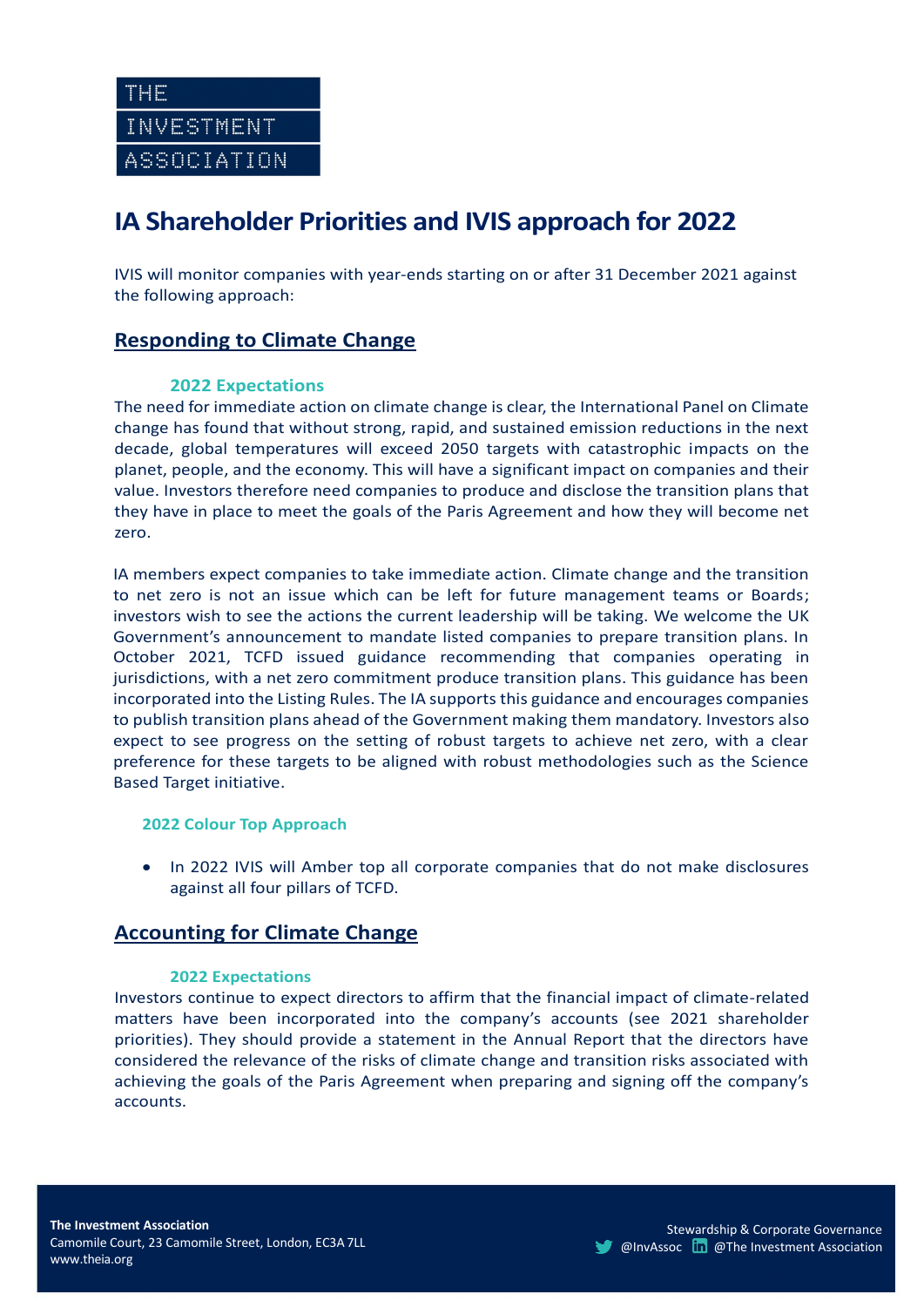THE INVESTMENT ASSOCIATION

# IA Shareholder Priorities and IVIS approach for 2022

IVIS will monitor companies with year-ends starting on or after 31 December 2021 against the following approach:

## Responding to Climate Change

### 2022 Expectations

The need for immediate action on climate change is clear, the International Panel on Climate change has found that without strong, rapid, and sustained emission reductions in the next decade, global temperatures will exceed 2050 targets with catastrophic impacts on the planet, people, and the economy. This will have a significant impact on companies and their value. Investors therefore need companies to produce and disclose the transition plans that they have in place to meet the goals of the Paris Agreement and how they will become net zero.

IA members expect companies to take immediate action. Climate change and the transition to net zero is not an issue which can be left for future management teams or Boards; investors wish to see the actions the current leadership will be taking. We welcome the UK Government's announcement to mandate listed companies to prepare transition plans. In October 2021, TCFD issued guidance recommending that companies operating in jurisdictions, with a net zero commitment produce transition plans. This guidance has been incorporated into the Listing Rules. The IA supports this guidance and encourages companies to publish transition plans ahead of the Government making them mandatory. Investors also expect to see progress on the setting of robust targets to achieve net zero, with a clear preference for these targets to be aligned with robust methodologies such as the Science Based Target initiative.

### 2022 Colour Top Approach

- In 2022 IVIS will Amber top all corporate companies that do not make disclosures against all four pillars of TCFD.

## Accounting for Climate Change

### 2022 Expectations

Investors continue to expect directors to affirm that the financial impact of climate-related matters have been incorporated into the company's accounts (see 2021 shareholder priorities). They should provide a statement in the Annual Report that the directors have considered the relevance of the risks of climate change and transition risks associated with achieving the goals of the Paris Agreement when preparing and signing off the company's accounts.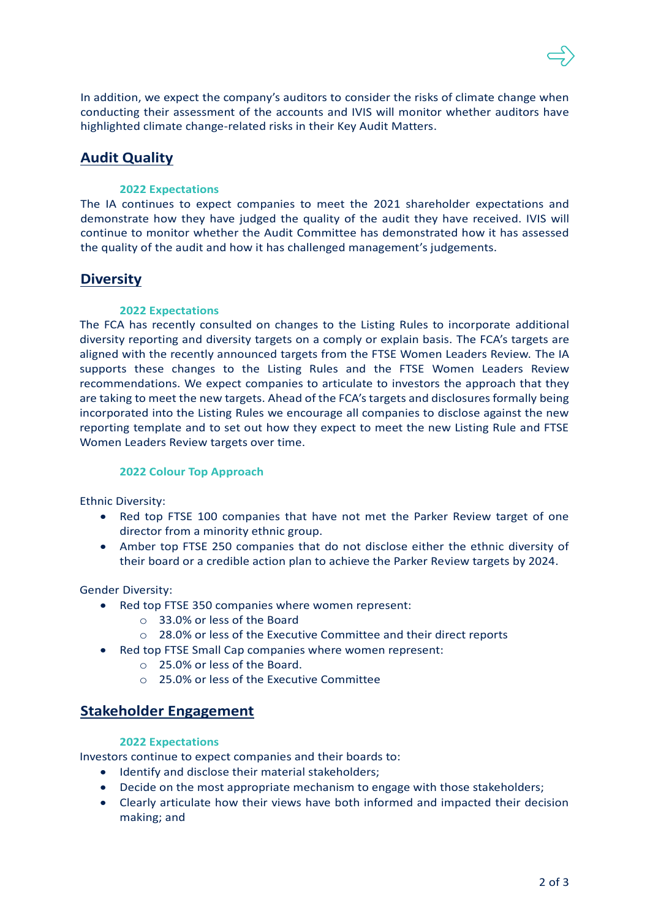In addition, we expect the company's auditors to consider the risks of climate change when conducting their assessment of the accounts and IVIS will monitor whether auditors have highlighted climate change-related risks in their Key Audit Matters.

## Audit Quality

### 2022 Expectations

The IA continues to expect companies to meet the 2021 shareholder expectations and demonstrate how they have judged the quality of the audit they have received. IVIS will continue to monitor whether the Audit Committee has demonstrated how it has assessed the quality of the audit and how it has challenged management's judgements.

## Diversity

### 2022 Expectations

The FCA has recently consulted on changes to the Listing Rules to incorporate additional diversity reporting and diversity targets on a comply or explain basis. The FCA's targets are aligned with the recently announced targets from the FTSE Women Leaders Review. The IA supports these changes to the Listing Rules and the FTSE Women Leaders Review recommendations. We expect companies to articulate to investors the approach that they are taking to meet the new targets. Ahead of the FCA's targets and disclosures formally being incorporated into the Listing Rules we encourage all companies to disclose against the new reporting template and to set out how they expect to meet the new Listing Rule and FTSE Women Leaders Review targets over time.

### 2022 Colour Top Approach

Ethnic Diversity:

- Red top FTSE 100 companies that have not met the Parker Review target of one director from a minority ethnic group.
- Amber top FTSE 250 companies that do not disclose either the ethnic diversity of their board or a credible action plan to achieve the Parker Review targets by 2024.

Gender Diversity:

- Red top FTSE 350 companies where women represent:
  - 33.0% or less of the Board
  - 28.0% or less of the Executive Committee and their direct reports
- Red top FTSE Small Cap companies where women represent:
  - 25.0% or less of the Board.
  - 25.0% or less of the Executive Committee

## Stakeholder Engagement

### 2022 Expectations

Investors continue to expect companies and their boards to:

- Identify and disclose their material stakeholders;
- Decide on the most appropriate mechanism to engage with those stakeholders;
- Clearly articulate how their views have both informed and impacted their decision making; and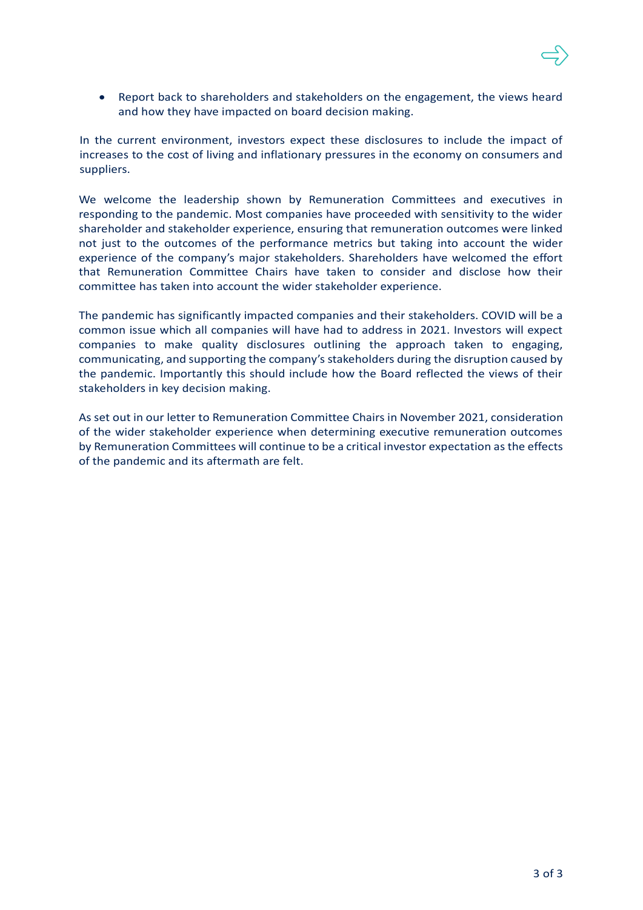- Report back to shareholders and stakeholders on the engagement, the views heard and how they have impacted on board decision making.

In the current environment, investors expect these disclosures to include the impact of increases to the cost of living and inflationary pressures in the economy on consumers and suppliers.

We welcome the leadership shown by Remuneration Committees and executives in responding to the pandemic. Most companies have proceeded with sensitivity to the wider shareholder and stakeholder experience, ensuring that remuneration outcomes were linked not just to the outcomes of the performance metrics but taking into account the wider experience of the company's major stakeholders. Shareholders have welcomed the effort that Remuneration Committee Chairs have taken to consider and disclose how their committee has taken into account the wider stakeholder experience.

The pandemic has significantly impacted companies and their stakeholders. COVID will be a common issue which all companies will have had to address in 2021. Investors will expect companies to make quality disclosures outlining the approach taken to engaging, communicating, and supporting the company's stakeholders during the disruption caused by the pandemic. Importantly this should include how the Board reflected the views of their stakeholders in key decision making.

As set out in our letter to Remuneration Committee Chairs in November 2021, consideration of the wider stakeholder experience when determining executive remuneration outcomes by Remuneration Committees will continue to be a critical investor expectation as the effects of the pandemic and its aftermath are felt.